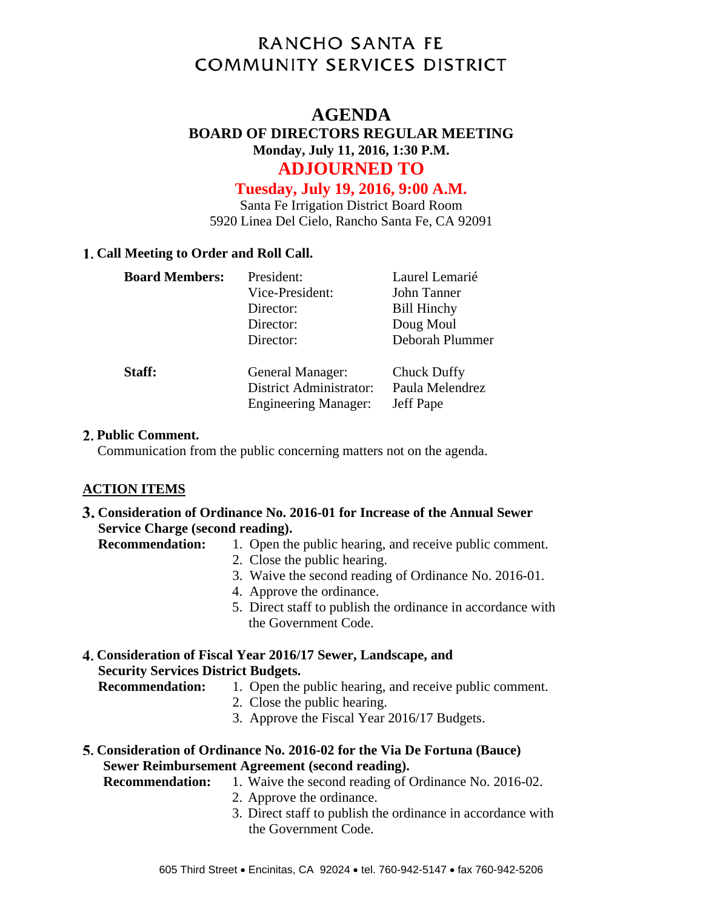# RANCHO SANTA FE
# COMMUNITY SERVICES DISTRICT

## AGENDA

### BOARD OF DIRECTORS REGULAR MEETING

**Monday, July 11, 2016, 1:30 P.M.**

**ADJOURNED TO**

**Tuesday, July 19, 2016, 9:00 A.M.**

Santa Fe Irrigation District Board Room
5920 Linea Del Cielo, Rancho Santa Fe, CA 92091

**1. Call Meeting to Order and Roll Call.**

| **Board Members:** | President: | Laurel Lemarié |
|---|---|---|
| | Vice-President: | John Tanner |
| | Director: | Bill Hinchy |
| | Director: | Doug Moul |
| | Director: | Deborah Plummer |
| **Staff:** | General Manager: | Chuck Duffy |
| | District Administrator: | Paula Melendrez |
| | Engineering Manager: | Jeff Pape |

**2. Public Comment.**

Communication from the public concerning matters not on the agenda.

**ACTION ITEMS**

**3. Consideration of Ordinance No. 2016-01 for Increase of the Annual Sewer Service Charge (second reading).**

**Recommendation:**
1. Open the public hearing, and receive public comment.
2. Close the public hearing.
3. Waive the second reading of Ordinance No. 2016-01.
4. Approve the ordinance.
5. Direct staff to publish the ordinance in accordance with the Government Code.

**4. Consideration of Fiscal Year 2016/17 Sewer, Landscape, and Security Services District Budgets.**

**Recommendation:**
1. Open the public hearing, and receive public comment.
2. Close the public hearing.
3. Approve the Fiscal Year 2016/17 Budgets.

**5. Consideration of Ordinance No. 2016-02 for the Via De Fortuna (Bauce) Sewer Reimbursement Agreement (second reading).**

**Recommendation:**
1. Waive the second reading of Ordinance No. 2016-02.
2. Approve the ordinance.
3. Direct staff to publish the ordinance in accordance with the Government Code.

605 Third Street • Encinitas, CA 92024 • tel. 760-942-5147 • fax 760-942-5206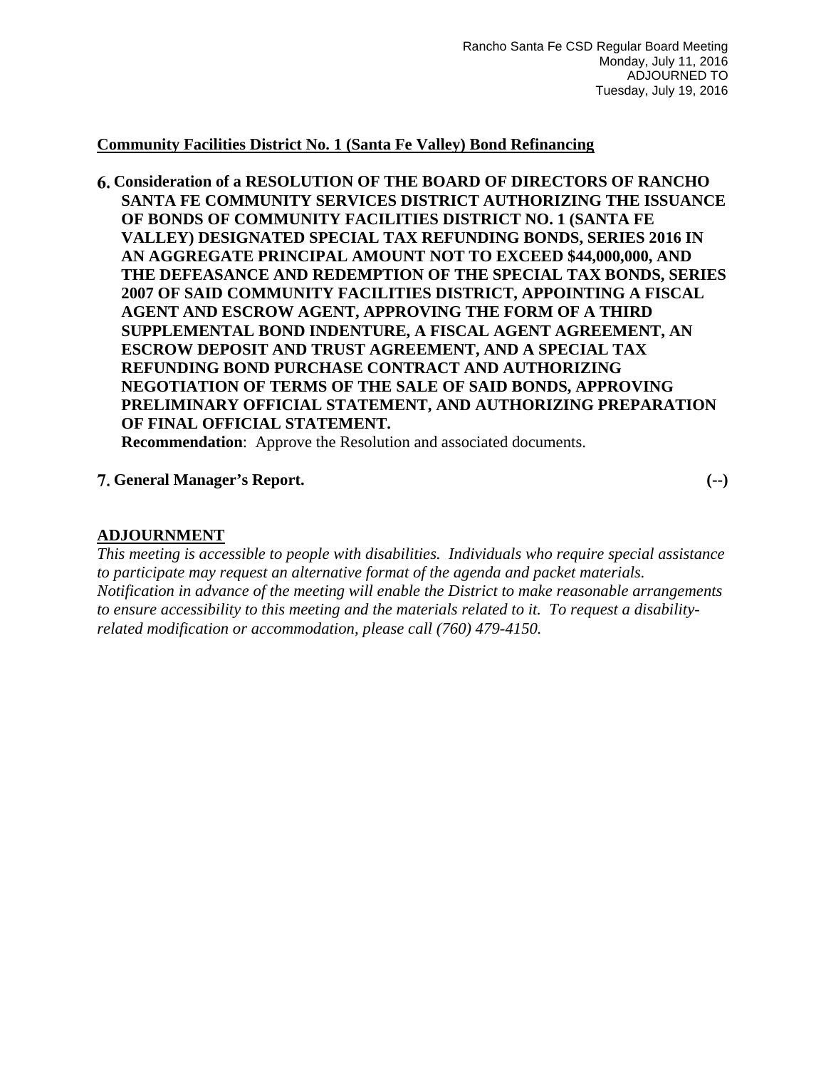**Community Facilities District No. 1 (Santa Fe Valley) Bond Refinancing**

6. **Consideration of a RESOLUTION OF THE BOARD OF DIRECTORS OF RANCHO SANTA FE COMMUNITY SERVICES DISTRICT AUTHORIZING THE ISSUANCE OF BONDS OF COMMUNITY FACILITIES DISTRICT NO. 1 (SANTA FE VALLEY) DESIGNATED SPECIAL TAX REFUNDING BONDS, SERIES 2016 IN AN AGGREGATE PRINCIPAL AMOUNT NOT TO EXCEED $44,000,000, AND THE DEFEASANCE AND REDEMPTION OF THE SPECIAL TAX BONDS, SERIES 2007 OF SAID COMMUNITY FACILITIES DISTRICT, APPOINTING A FISCAL AGENT AND ESCROW AGENT, APPROVING THE FORM OF A THIRD SUPPLEMENTAL BOND INDENTURE, A FISCAL AGENT AGREEMENT, AN ESCROW DEPOSIT AND TRUST AGREEMENT, AND A SPECIAL TAX REFUNDING BOND PURCHASE CONTRACT AND AUTHORIZING NEGOTIATION OF TERMS OF THE SALE OF SAID BONDS, APPROVING PRELIMINARY OFFICIAL STATEMENT, AND AUTHORIZING PREPARATION OF FINAL OFFICIAL STATEMENT.**
   **Recommendation**: Approve the Resolution and associated documents.

7. **General Manager's Report.** **(--)**

**ADJOURNMENT**

*This meeting is accessible to people with disabilities. Individuals who require special assistance to participate may request an alternative format of the agenda and packet materials. Notification in advance of the meeting will enable the District to make reasonable arrangements to ensure accessibility to this meeting and the materials related to it. To request a disability-related modification or accommodation, please call (760) 479-4150.*